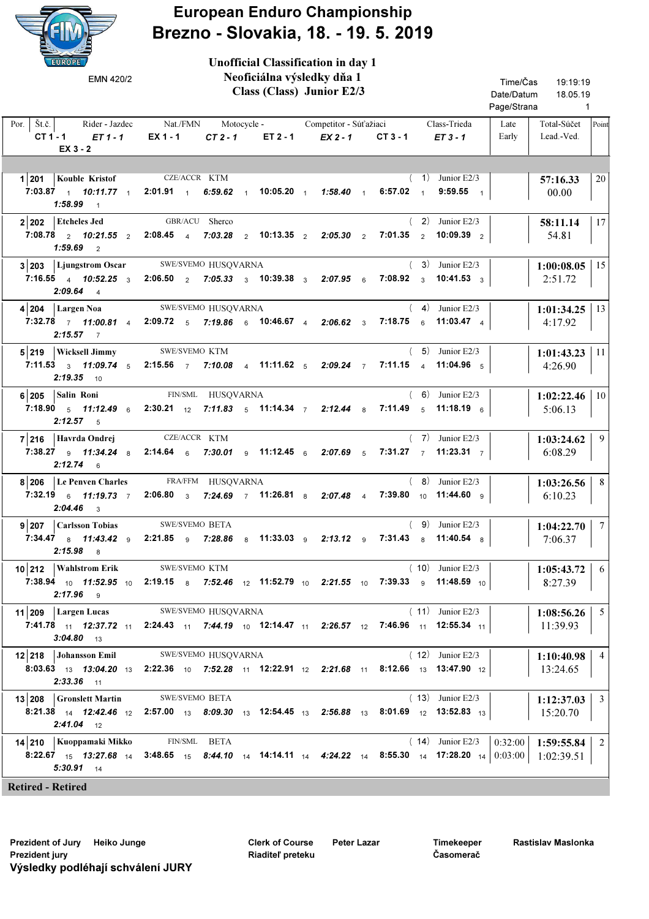# European Enduro Championship
## Brezno - Slovakia, 18. - 19. 5. 2019

EMN 420/2

**Unofficial Classification in day 1**
**Neoficiálna výsledky dňa 1**
**Class (Class) Junior E2/3**

Time/Čas 19:19:19
Date/Datum 18.05.19

| Por. | Št.č. | Rider - Jazdec | Nat./FMN | Motocycle - | Competitor - Súťažiaci | Class-Trieda | CT 1 - 1 | ET 1 - 1 | EX 1 - 1 | CT 2 - 1 | ET 2 - 1 | EX 2 - 1 | CT 3 - 1 | ET 3 - 1 | EX 3 - 2 | Late Early | Total-Súčet Lead.-Ved. | Point |
|---|---|---|---|---|---|---|---|---|---|---|---|---|---|---|---|---|---|---|
| 1 | 201 | Kouble Kristof | CZE/ACCR | KTM | | (1) Junior E2/3 | 7:03.87 1 | 10:11.77 1 | 2:01.91 1 | 6:59.62 1 | 10:05.20 1 | 1:58.40 1 | 6:57.02 1 | 9:59.55 1 | 1:58.99 1 | | 57:16.33 / 00.00 | 20 |
| 2 | 202 | Etcheles Jed | GBR/ACU | Sherco | | (2) Junior E2/3 | 7:08.78 2 | 10:21.55 2 | 2:08.45 4 | 7:03.28 2 | 10:13.35 2 | 2:05.30 2 | 7:01.35 2 | 10:09.39 2 | 1:59.69 2 | | 58:11.14 / 54.81 | 17 |
| 3 | 203 | Ljungstrom Oscar | SWE/SVEMO | HUSQVARNA | | (3) Junior E2/3 | 7:16.55 4 | 10:52.25 3 | 2:06.50 2 | 7:05.33 3 | 10:39.38 3 | 2:07.95 6 | 7:08.92 3 | 10:41.53 3 | 2:09.64 4 | | 1:00:08.05 / 2:51.72 | 15 |
| 4 | 204 | Largen Noa | SWE/SVEMO | HUSQVARNA | | (4) Junior E2/3 | 7:32.78 7 | 11:00.81 4 | 2:09.72 5 | 7:19.86 6 | 10:46.67 4 | 2:06.62 3 | 7:18.75 6 | 11:03.47 4 | 2:15.57 7 | | 1:01:34.25 / 4:17.92 | 13 |
| 5 | 219 | Wicksell Jimmy | SWE/SVEMO | KTM | | (5) Junior E2/3 | 7:11.53 3 | 11:09.74 5 | 2:15.56 7 | 7:10.08 4 | 11:11.62 5 | 2:09.24 7 | 7:11.15 4 | 11:04.96 5 | 2:19.35 10 | | 1:01:43.23 / 4:26.90 | 11 |
| 6 | 205 | Salin Roni | FIN/SML | HUSQVARNA | | (6) Junior E2/3 | 7:18.90 5 | 11:12.49 6 | 2:30.21 12 | 7:11.83 5 | 11:14.34 7 | 2:12.44 8 | 7:11.49 5 | 11:18.19 6 | 2:12.57 5 | | 1:02:22.46 / 5:06.13 | 10 |
| 7 | 216 | Havrda Ondrej | CZE/ACCR | KTM | | (7) Junior E2/3 | 7:38.27 9 | 11:34.24 8 | 2:14.64 6 | 7:30.01 9 | 11:12.45 6 | 2:07.69 5 | 7:31.27 7 | 11:23.31 7 | 2:12.74 6 | | 1:03:24.62 / 6:08.29 | 9 |
| 8 | 206 | Le Penven Charles | FRA/FFM | HUSQVARNA | | (8) Junior E2/3 | 7:32.19 6 | 11:19.73 7 | 2:06.80 3 | 7:24.69 7 | 11:26.81 8 | 2:07.48 4 | 7:39.80 10 | 11:44.60 9 | 2:04.46 3 | | 1:03:26.56 / 6:10.23 | 8 |
| 9 | 207 | Carlsson Tobias | SWE/SVEMO | BETA | | (9) Junior E2/3 | 7:34.47 8 | 11:43.42 9 | 2:21.85 9 | 7:28.86 8 | 11:33.03 9 | 2:13.12 9 | 7:31.43 8 | 11:40.54 8 | 2:15.98 8 | | 1:04:22.70 / 7:06.37 | 7 |
| 10 | 212 | Wahlstrom Erik | SWE/SVEMO | KTM | | (10) Junior E2/3 | 7:38.94 10 | 11:52.95 10 | 2:19.15 8 | 7:52.46 12 | 11:52.79 10 | 2:21.55 10 | 7:39.33 9 | 11:48.59 10 | 2:17.96 9 | | 1:05:43.72 / 8:27.39 | 6 |
| 11 | 209 | Largen Lucas | SWE/SVEMO | HUSQVARNA | | (11) Junior E2/3 | 7:41.78 11 | 12:37.72 11 | 2:24.43 11 | 7:44.19 10 | 12:14.47 11 | 2:26.57 12 | 7:46.96 11 | 12:55.34 11 | 3:04.80 13 | | 1:08:56.26 / 11:39.93 | 5 |
| 12 | 218 | Johansson Emil | SWE/SVEMO | HUSQVARNA | | (12) Junior E2/3 | 8:03.63 13 | 13:04.20 13 | 2:22.36 10 | 7:52.28 11 | 12:22.91 12 | 2:21.68 11 | 8:12.66 13 | 13:47.90 12 | 2:33.36 11 | | 1:10:40.98 / 13:24.65 | 4 |
| 13 | 208 | Gronslett Martin | SWE/SVEMO | BETA | | (13) Junior E2/3 | 8:21.38 14 | 12:42.46 12 | 2:57.00 13 | 8:09.30 13 | 12:54.45 13 | 2:56.88 13 | 8:01.69 12 | 13:52.83 13 | 2:41.04 12 | | 1:12:37.03 / 15:20.70 | 3 |
| 14 | 210 | Kuoppamaki Mikko | FIN/SML | BETA | | (14) Junior E2/3 | 8:22.67 15 | 13:27.68 14 | 3:48.65 15 | 8:44.10 14 | 14:14.11 14 | 4:24.22 14 | 8:55.30 14 | 17:28.20 14 | 5:30.91 14 | 0:32:00 / 0:03:00 | 1:59:55.84 / 1:02:39.51 | 2 |

**Retired - Retired**

Prezident of Jury / Prezident jury: Heiko Junge
Clerk of Course / Riaditeľ preteku: Peter Lazar
Timekeeper / Časomerač: Rastislav Maslonka

**Výsledky podlěhají schválení JURY**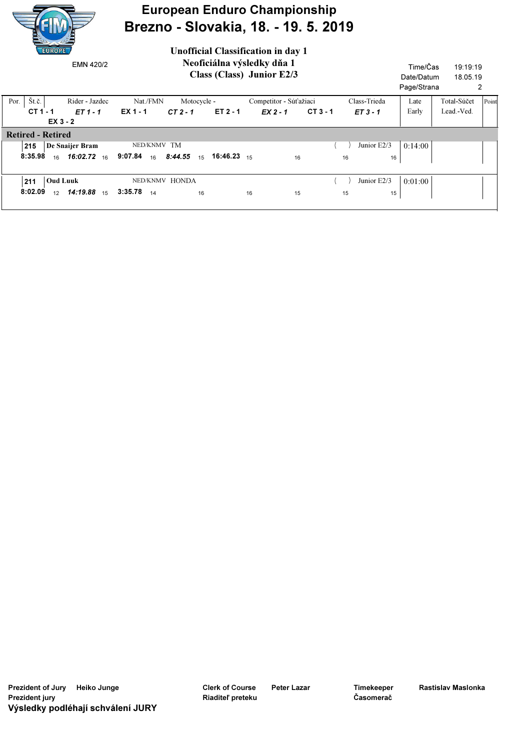# European Enduro Championship

## Brezno - Slovakia, 18. - 19. 5. 2019

EMN 420/2

**Unofficial Classification in day 1**

**Neoficiálna výsledky dňa 1**

**Class (Class) Junior E2/3**

Time/Čas 19:19:19

Date/Datum 18.05.19

Page/Strana 2

| Por. | Št.č. | Rider - Jazdec | Nat./FMN | Motocycle - | Competitor - Súťažiaci | Class-Trieda | Late / Early | Total-Súčet / Lead.-Ved. | Point |
|---|---|---|---|---|---|---|---|---|---|
| | CT 1 - 1 | *ET 1 - 1* | EX 1 - 1 | *CT 2 - 1* | ET 2 - 1 | *EX 2 - 1* | CT 3 - 1 | *ET 3 - 1* | EX 3 - 2 |

**Retired - Retired**

| Št.č. | Rider - Jazdec | Nat./FMN | Motocycle | Competitor | Class-Trieda | Late / Early | Total-Súčet | Point |
|---|---|---|---|---|---|---|---|---|
| 215 | De Snaijer Bram | NED/KNMV | TM | ( ) | Junior E2/3 | 0:14:00 | | |
| 211 | Oud Luuk | NED/KNMV | HONDA | ( ) | Junior E2/3 | 0:01:00 | | |

| Št.č. | CT 1 - 1 | | *ET 1 - 1* | | EX 1 - 1 | | *CT 2 - 1* | | ET 2 - 1 | | *EX 2 - 1* | CT 3 - 1 | *ET 3 - 1* |
|---|---|---|---|---|---|---|---|---|---|---|---|---|---|
| 215 | 8:35.98 | 16 | *16:02.72* | 16 | 9:07.84 | 16 | *8:44.55* | 15 | 16:46.23 | 15 | 16 | 16 | 16 |
| 211 | 8:02.09 | 12 | *14:19.88* | 15 | 3:35.78 | 14 | | 16 | | 16 | 15 | 15 | 15 |

Prezident of Jury Heiko Junge
Prezident jury

Clerk of Course Peter Lazar
Riaditeľ preteku

Timekeeper Rastislav Maslonka
Časomerač

**Výsledky podléhají schválení JURY**